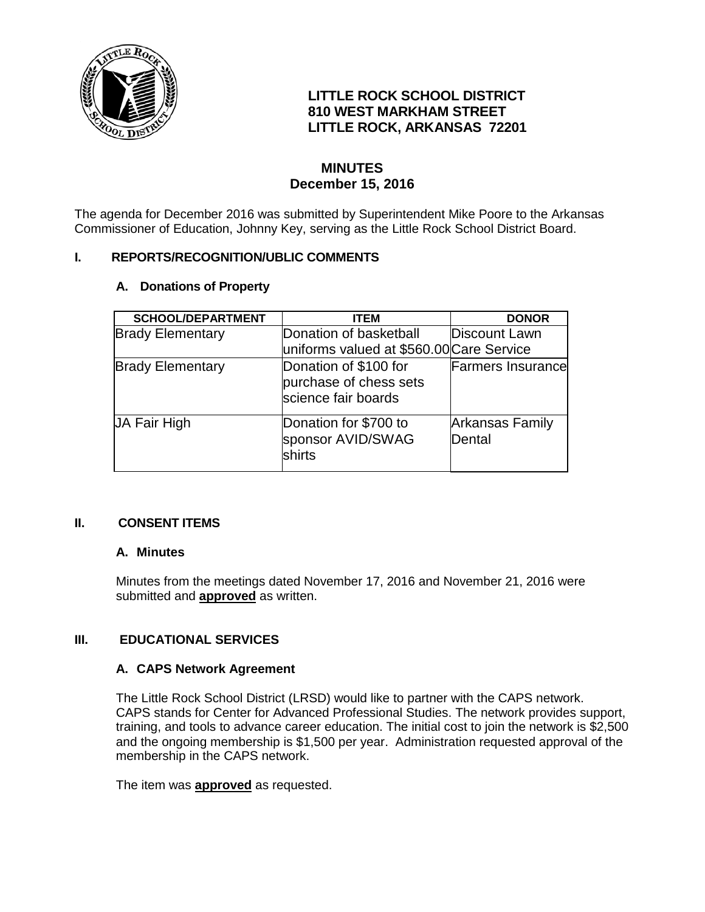**LITTLE ROCK SCHOOL DISTRICT**
**810 WEST MARKHAM STREET**
**LITTLE ROCK, ARKANSAS 72201**

# MINUTES
## December 15, 2016

The agenda for December 2016 was submitted by Superintendent Mike Poore to the Arkansas Commissioner of Education, Johnny Key, serving as the Little Rock School District Board.

## I. REPORTS/RECOGNITION/UBLIC COMMENTS

### A. Donations of Property

| SCHOOL/DEPARTMENT | ITEM | DONOR |
|---|---|---|
| Brady Elementary | Donation of basketball uniforms valued at $560.00 | Discount Lawn Care Service |
| Brady Elementary | Donation of $100 for purchase of chess sets science fair boards | Farmers Insurance |
| JA Fair High | Donation for $700 to sponsor AVID/SWAG shirts | Arkansas Family Dental |

## II. CONSENT ITEMS

### A. Minutes

Minutes from the meetings dated November 17, 2016 and November 21, 2016 were submitted and **approved** as written.

## III. EDUCATIONAL SERVICES

### A. CAPS Network Agreement

The Little Rock School District (LRSD) would like to partner with the CAPS network. CAPS stands for Center for Advanced Professional Studies. The network provides support, training, and tools to advance career education. The initial cost to join the network is $2,500 and the ongoing membership is $1,500 per year. Administration requested approval of the membership in the CAPS network.

The item was **approved** as requested.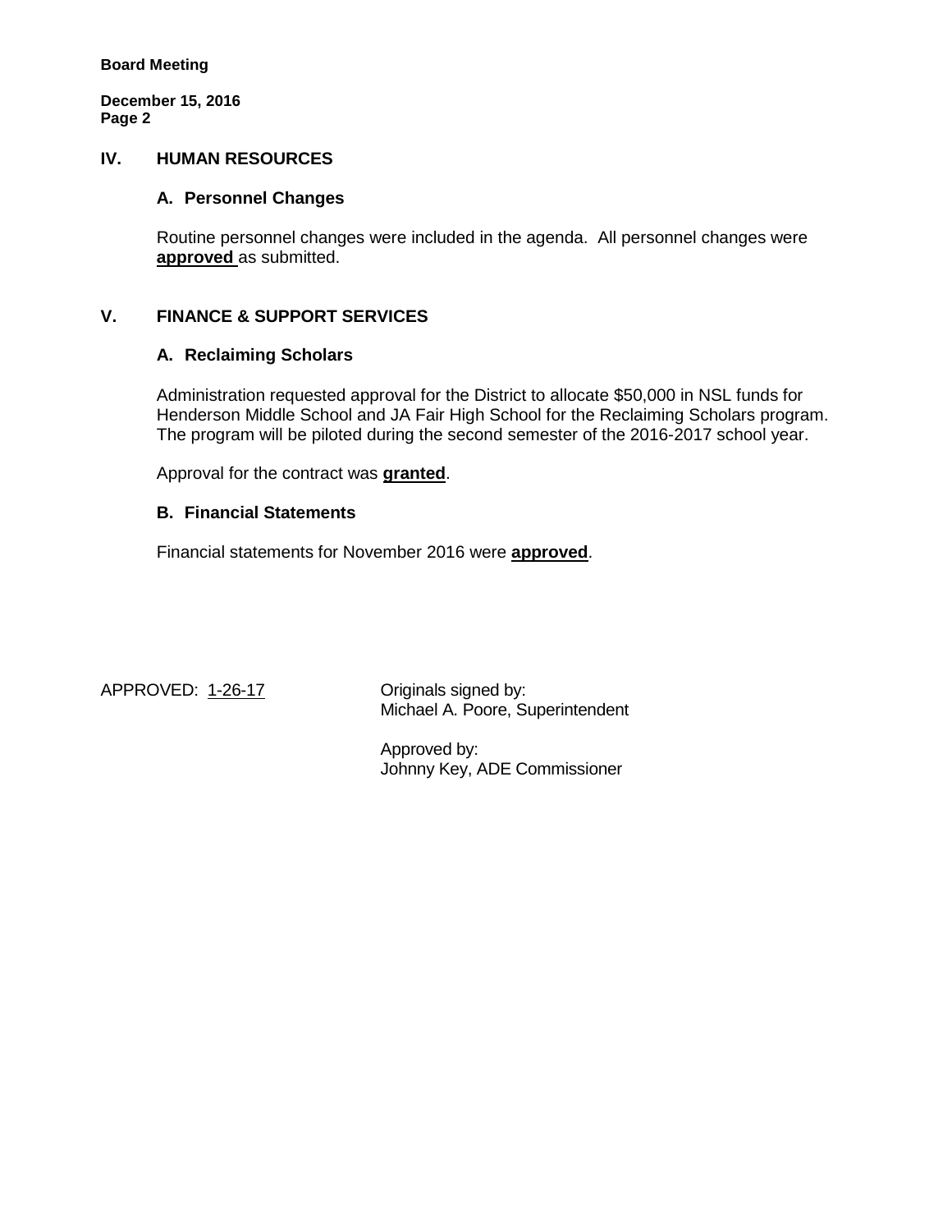## IV. HUMAN RESOURCES

### A. Personnel Changes

Routine personnel changes were included in the agenda. All personnel changes were **approved** as submitted.

## V. FINANCE & SUPPORT SERVICES

### A. Reclaiming Scholars

Administration requested approval for the District to allocate $50,000 in NSL funds for Henderson Middle School and JA Fair High School for the Reclaiming Scholars program. The program will be piloted during the second semester of the 2016-2017 school year.

Approval for the contract was **granted**.

### B. Financial Statements

Financial statements for November 2016 were **approved**.

APPROVED: 1-26-17

Originals signed by:
Michael A. Poore, Superintendent

Approved by:
Johnny Key, ADE Commissioner